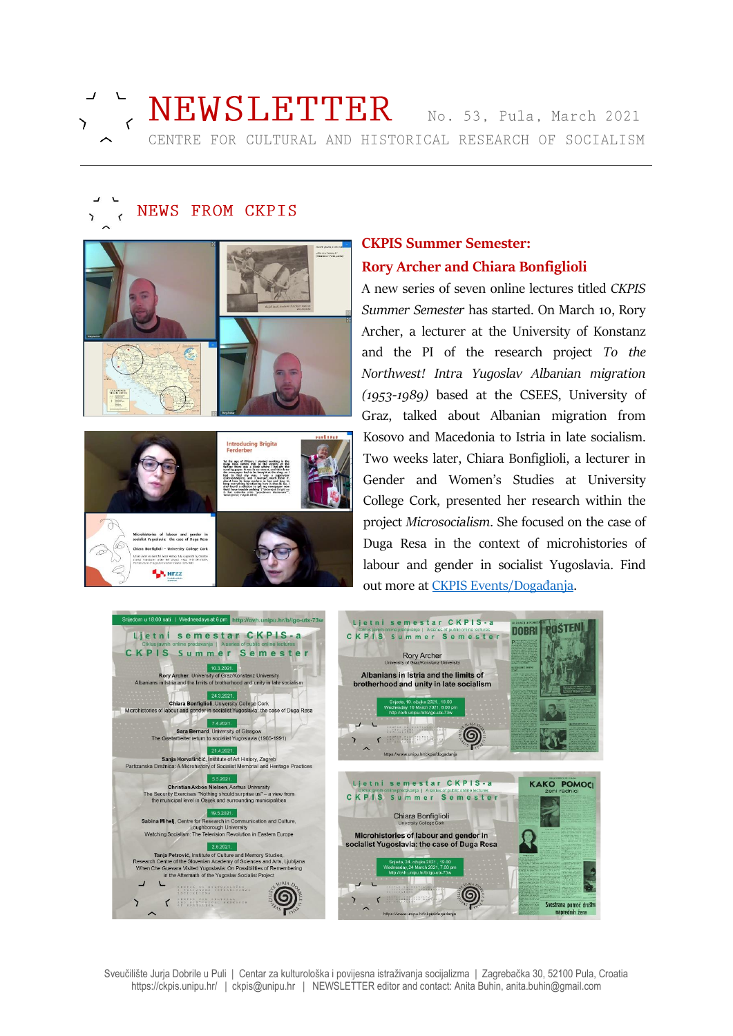# NEWSLETTER

No. 53, Pula, March 2021

CENTRE FOR CULTURAL AND HISTORICAL RESEARCH OF SOCIALISM

## NEWS FROM CKPIS

### CKPIS Summer Semester: Rory Archer and Chiara Bonfiglioli

A new series of seven online lectures titled *CKPIS Summer Semester* has started. On March 10, Rory Archer, a lecturer at the University of Konstanz and the PI of the research project *To the Northwest! Intra Yugoslav Albanian migration (1953-1989)* based at the CSEES, University of Graz, talked about Albanian migration from Kosovo and Macedonia to Istria in late socialism. Two weeks later, Chiara Bonfiglioli, a lecturer in Gender and Women's Studies at University College Cork, presented her research within the project *Microsocialism*. She focused on the case of Duga Resa in the context of microhistories of labour and gender in socialist Yugoslavia. Find out more at [CKPIS Events/Događanja](https://www.unipu.hr/ckpis/dogadanja).

Sveučilište Jurja Dobrile u Puli | Centar za kulturološka i povijesna istraživanja socijalizma | Zagrebačka 30, 52100 Pula, Croatia
https://ckpis.unipu.hr/ | ckpis@unipu.hr | NEWSLETTER editor and contact: Anita Buhin, anita.buhin@gmail.com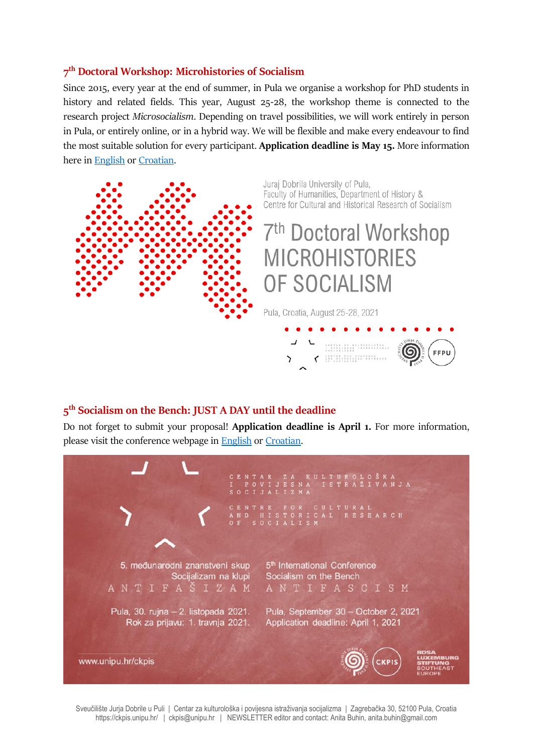## 7th Doctoral Workshop: Microhistories of Socialism

Since 2015, every year at the end of summer, in Pula we organise a workshop for PhD students in history and related fields. This year, August 25-28, the workshop theme is connected to the research project *Microsocialism*. Depending on travel possibilities, we will work entirely in person in Pula, or entirely online, or in a hybrid way. We will be flexible and make every endeavour to find the most suitable solution for every participant. **Application deadline is May 15.** More information here in English or Croatian.

Juraj Dobrila University of Pula,
Faculty of Humanities, Department of History &
Centre for Cultural and Historical Research of Socialism

7th Doctoral Workshop
MICROHISTORIES
OF SOCIALISM

Pula, Croatia, August 25-28, 2021

## 5th Socialism on the Bench: JUST A DAY until the deadline

Do not forget to submit your proposal! **Application deadline is April 1.** For more information, please visit the conference webpage in English or Croatian.

CENTAR ZA KULTUROLOŠKA I POVIJESNA ISTRAŽIVANJA SOCIJALIZMA

CENTRE FOR CULTURAL AND HISTORICAL RESEARCH OF SOCIALISM

5. međunarodni znanstveni skup
Socijalizam na klupi
ANTIFAŠIZAM

Pula, 30. rujna – 2. listopada 2021.
Rok za prijavu: 1. travnja 2021.

5th International Conference
Socialism on the Bench
ANTIFASCISM

Pula, September 30 – October 2, 2021
Application deadline: April 1, 2021

www.unipu.hr/ckpis

Sveučilište Jurja Dobrile u Puli | Centar za kulturološka i povijesna istraživanja socijalizma | Zagrebačka 30, 52100 Pula, Croatia
https://ckpis.unipu.hr/ | ckpis@unipu.hr | NEWSLETTER editor and contact: Anita Buhin, anita.buhin@gmail.com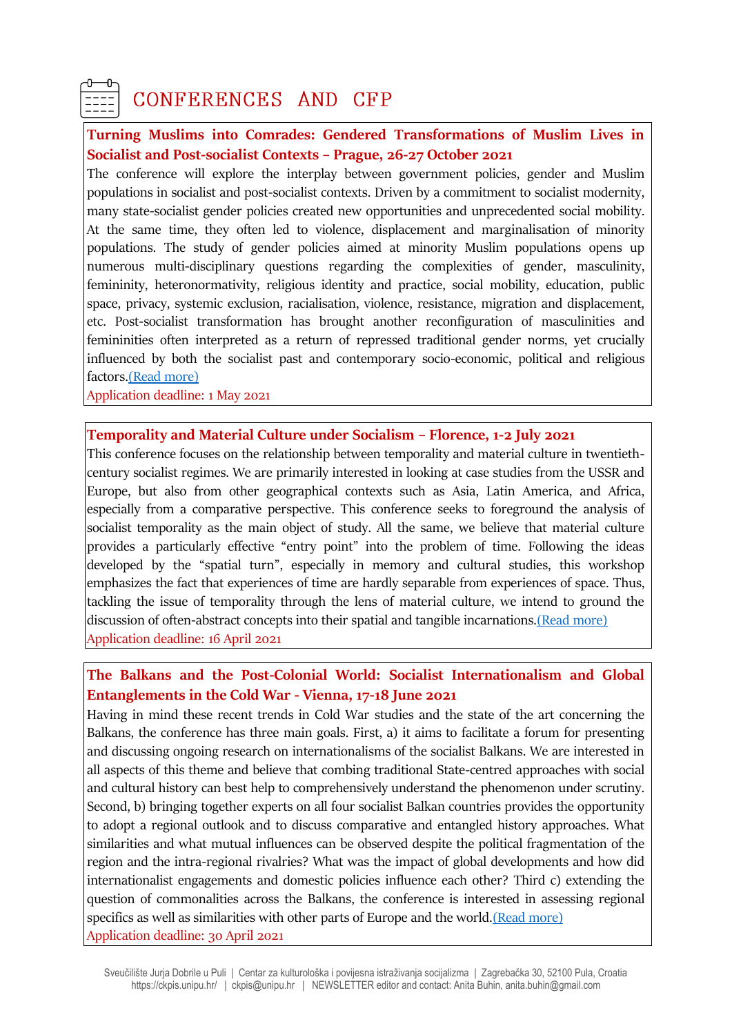# CONFERENCES AND CFP

**Turning Muslims into Comrades: Gendered Transformations of Muslim Lives in Socialist and Post-socialist Contexts – Prague, 26-27 October 2021**

The conference will explore the interplay between government policies, gender and Muslim populations in socialist and post-socialist contexts. Driven by a commitment to socialist modernity, many state-socialist gender policies created new opportunities and unprecedented social mobility. At the same time, they often led to violence, displacement and marginalisation of minority populations. The study of gender policies aimed at minority Muslim populations opens up numerous multi-disciplinary questions regarding the complexities of gender, masculinity, femininity, heteronormativity, religious identity and practice, social mobility, education, public space, privacy, systemic exclusion, racialisation, violence, resistance, migration and displacement, etc. Post-socialist transformation has brought another reconfiguration of masculinities and femininities often interpreted as a return of repressed traditional gender norms, yet crucially influenced by both the socialist past and contemporary socio-economic, political and religious factors.(Read more)

Application deadline: 1 May 2021

**Temporality and Material Culture under Socialism – Florence, 1-2 July 2021**

This conference focuses on the relationship between temporality and material culture in twentieth-century socialist regimes. We are primarily interested in looking at case studies from the USSR and Europe, but also from other geographical contexts such as Asia, Latin America, and Africa, especially from a comparative perspective. This conference seeks to foreground the analysis of socialist temporality as the main object of study. All the same, we believe that material culture provides a particularly effective "entry point" into the problem of time. Following the ideas developed by the "spatial turn", especially in memory and cultural studies, this workshop emphasizes the fact that experiences of time are hardly separable from experiences of space. Thus, tackling the issue of temporality through the lens of material culture, we intend to ground the discussion of often-abstract concepts into their spatial and tangible incarnations.(Read more)

Application deadline: 16 April 2021

**The Balkans and the Post-Colonial World: Socialist Internationalism and Global Entanglements in the Cold War - Vienna, 17-18 June 2021**

Having in mind these recent trends in Cold War studies and the state of the art concerning the Balkans, the conference has three main goals. First, a) it aims to facilitate a forum for presenting and discussing ongoing research on internationalisms of the socialist Balkans. We are interested in all aspects of this theme and believe that combing traditional State-centred approaches with social and cultural history can best help to comprehensively understand the phenomenon under scrutiny. Second, b) bringing together experts on all four socialist Balkan countries provides the opportunity to adopt a regional outlook and to discuss comparative and entangled history approaches. What similarities and what mutual influences can be observed despite the political fragmentation of the region and the intra-regional rivalries? What was the impact of global developments and how did internationalist engagements and domestic policies influence each other? Third c) extending the question of commonalities across the Balkans, the conference is interested in assessing regional specifics as well as similarities with other parts of Europe and the world.(Read more)

Application deadline: 30 April 2021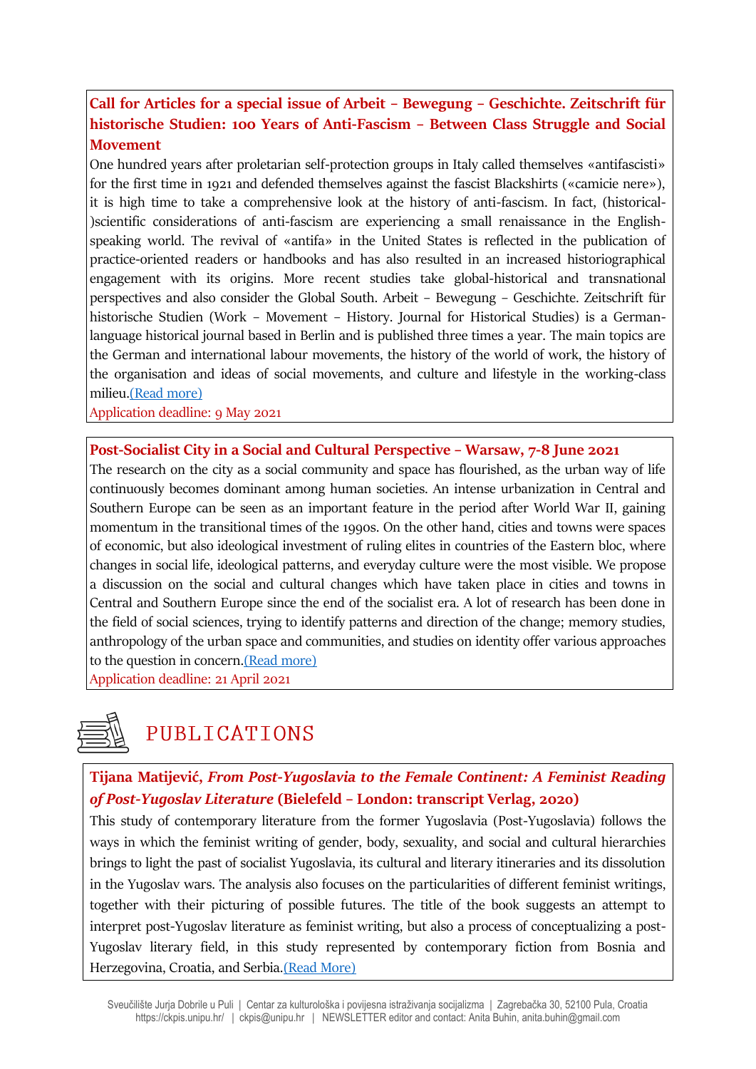**Call for Articles for a special issue of Arbeit – Bewegung – Geschichte. Zeitschrift für historische Studien: 100 Years of Anti-Fascism – Between Class Struggle and Social Movement**

One hundred years after proletarian self-protection groups in Italy called themselves «antifascisti» for the first time in 1921 and defended themselves against the fascist Blackshirts («camicie nere»), it is high time to take a comprehensive look at the history of anti-fascism. In fact, (historical-)scientific considerations of anti-fascism are experiencing a small renaissance in the English-speaking world. The revival of «antifa» in the United States is reflected in the publication of practice-oriented readers or handbooks and has also resulted in an increased historiographical engagement with its origins. More recent studies take global-historical and transnational perspectives and also consider the Global South. Arbeit – Bewegung – Geschichte. Zeitschrift für historische Studien (Work – Movement – History. Journal for Historical Studies) is a German-language historical journal based in Berlin and is published three times a year. The main topics are the German and international labour movements, the history of the world of work, the history of the organisation and ideas of social movements, and culture and lifestyle in the working-class milieu.(Read more)

Application deadline: 9 May 2021

**Post-Socialist City in a Social and Cultural Perspective – Warsaw, 7-8 June 2021**

The research on the city as a social community and space has flourished, as the urban way of life continuously becomes dominant among human societies. An intense urbanization in Central and Southern Europe can be seen as an important feature in the period after World War II, gaining momentum in the transitional times of the 1990s. On the other hand, cities and towns were spaces of economic, but also ideological investment of ruling elites in countries of the Eastern bloc, where changes in social life, ideological patterns, and everyday culture were the most visible. We propose a discussion on the social and cultural changes which have taken place in cities and towns in Central and Southern Europe since the end of the socialist era. A lot of research has been done in the field of social sciences, trying to identify patterns and direction of the change; memory studies, anthropology of the urban space and communities, and studies on identity offer various approaches to the question in concern.(Read more)

Application deadline: 21 April 2021

# PUBLICATIONS

**Tijana Matijević, *From Post-Yugoslavia to the Female Continent: A Feminist Reading of Post-Yugoslav Literature* (Bielefeld – London: transcript Verlag, 2020)**

This study of contemporary literature from the former Yugoslavia (Post-Yugoslavia) follows the ways in which the feminist writing of gender, body, sexuality, and social and cultural hierarchies brings to light the past of socialist Yugoslavia, its cultural and literary itineraries and its dissolution in the Yugoslav wars. The analysis also focuses on the particularities of different feminist writings, together with their picturing of possible futures. The title of the book suggests an attempt to interpret post-Yugoslav literature as feminist writing, but also a process of conceptualizing a post-Yugoslav literary field, in this study represented by contemporary fiction from Bosnia and Herzegovina, Croatia, and Serbia.(Read More)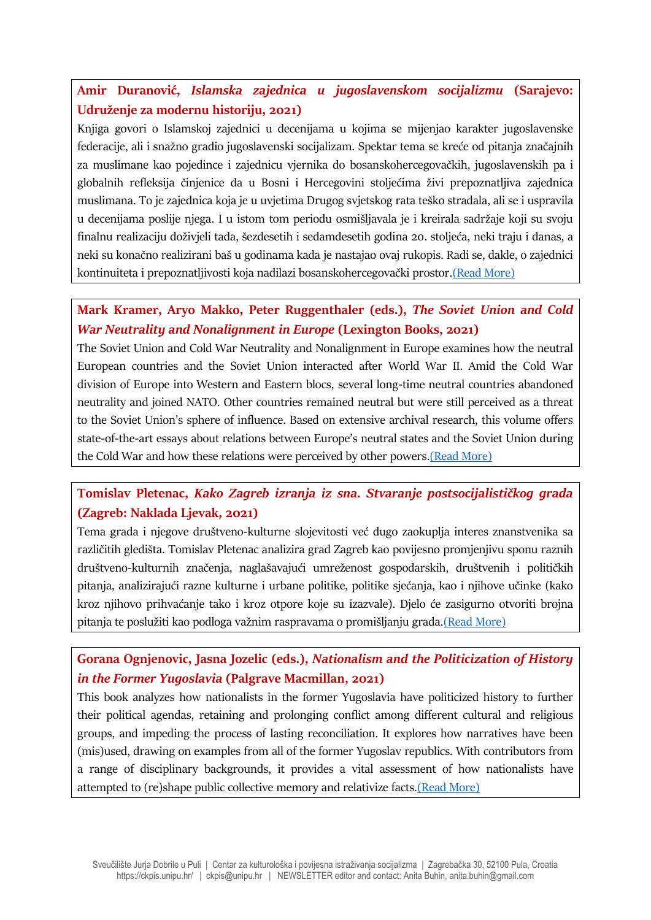**Amir Duranović, *Islamska zajednica u jugoslavenskom socijalizmu* (Sarajevo: Udruženje za modernu historiju, 2021)**

Knjiga govori o Islamskoj zajednici u decenijama u kojima se mijenjao karakter jugoslavenske federacije, ali i snažno gradio jugoslavenski socijalizam. Spektar tema se kreće od pitanja značajnih za muslimane kao pojedince i zajednicu vjernika do bosanskohercegovačkih, jugoslavenskih pa i globalnih refleksija činjenice da u Bosni i Hercegovini stoljećima živi prepoznatljiva zajednica muslimana. To je zajednica koja je u uvjetima Drugog svjetskog rata teško stradala, ali se i uspravila u decenijama poslije njega. I u istom tom periodu osmišljavala je i kreirala sadržaje koji su svoju finalnu realizaciju doživjeli tada, šezdesetih i sedamdesetih godina 20. stoljeća, neki traju i danas, a neki su konačno realizirani baš u godinama kada je nastajao ovaj rukopis. Radi se, dakle, o zajednici kontinuiteta i prepoznatljivosti koja nadilazi bosanskohercegovački prostor.(Read More)

**Mark Kramer, Aryo Makko, Peter Ruggenthaler (eds.), *The Soviet Union and Cold War Neutrality and Nonalignment in Europe* (Lexington Books, 2021)**

The Soviet Union and Cold War Neutrality and Nonalignment in Europe examines how the neutral European countries and the Soviet Union interacted after World War II. Amid the Cold War division of Europe into Western and Eastern blocs, several long-time neutral countries abandoned neutrality and joined NATO. Other countries remained neutral but were still perceived as a threat to the Soviet Union's sphere of influence. Based on extensive archival research, this volume offers state-of-the-art essays about relations between Europe's neutral states and the Soviet Union during the Cold War and how these relations were perceived by other powers.(Read More)

**Tomislav Pletenac, *Kako Zagreb izranja iz sna. Stvaranje postsocijalističkog grada* (Zagreb: Naklada Ljevak, 2021)**

Tema grada i njegove društveno-kulturne slojevitosti već dugo zaokuplja interes znanstvenika sa različitih gledišta. Tomislav Pletenac analizira grad Zagreb kao povijesno promjenjivu sponu raznih društveno-kulturnih značenja, naglašavajući umreženost gospodarskih, društvenih i političkih pitanja, analizirajući razne kulturne i urbane politike, politike sjećanja, kao i njihove učinke (kako kroz njihovo prihvaćanje tako i kroz otpore koje su izazvale). Djelo će zasigurno otvoriti brojna pitanja te poslužiti kao podloga važnim raspravama o promišljanju grada.(Read More)

**Gorana Ognjenovic, Jasna Jozelic (eds.), *Nationalism and the Politicization of History in the Former Yugoslavia* (Palgrave Macmillan, 2021)**

This book analyzes how nationalists in the former Yugoslavia have politicized history to further their political agendas, retaining and prolonging conflict among different cultural and religious groups, and impeding the process of lasting reconciliation. It explores how narratives have been (mis)used, drawing on examples from all of the former Yugoslav republics. With contributors from a range of disciplinary backgrounds, it provides a vital assessment of how nationalists have attempted to (re)shape public collective memory and relativize facts.(Read More)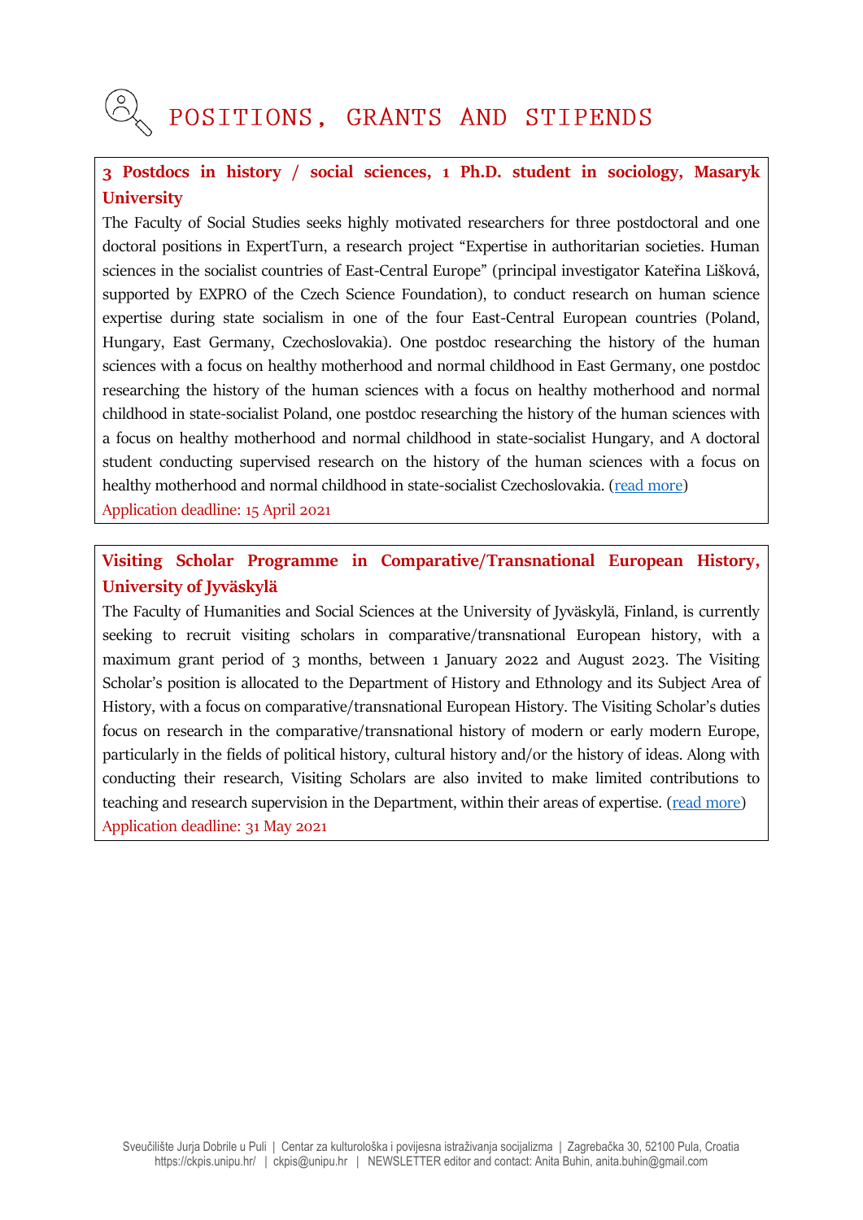# POSITIONS, GRANTS AND STIPENDS

**3 Postdocs in history / social sciences, 1 Ph.D. student in sociology, Masaryk University**

The Faculty of Social Studies seeks highly motivated researchers for three postdoctoral and one doctoral positions in ExpertTurn, a research project "Expertise in authoritarian societies. Human sciences in the socialist countries of East-Central Europe" (principal investigator Kateřina Lišková, supported by EXPRO of the Czech Science Foundation), to conduct research on human science expertise during state socialism in one of the four East-Central European countries (Poland, Hungary, East Germany, Czechoslovakia). One postdoc researching the history of the human sciences with a focus on healthy motherhood and normal childhood in East Germany, one postdoc researching the history of the human sciences with a focus on healthy motherhood and normal childhood in state-socialist Poland, one postdoc researching the history of the human sciences with a focus on healthy motherhood and normal childhood in state-socialist Hungary, and A doctoral student conducting supervised research on the history of the human sciences with a focus on healthy motherhood and normal childhood in state-socialist Czechoslovakia. (read more)

Application deadline: 15 April 2021

**Visiting Scholar Programme in Comparative/Transnational European History, University of Jyväskylä**

The Faculty of Humanities and Social Sciences at the University of Jyväskylä, Finland, is currently seeking to recruit visiting scholars in comparative/transnational European history, with a maximum grant period of 3 months, between 1 January 2022 and August 2023. The Visiting Scholar's position is allocated to the Department of History and Ethnology and its Subject Area of History, with a focus on comparative/transnational European History. The Visiting Scholar's duties focus on research in the comparative/transnational history of modern or early modern Europe, particularly in the fields of political history, cultural history and/or the history of ideas. Along with conducting their research, Visiting Scholars are also invited to make limited contributions to teaching and research supervision in the Department, within their areas of expertise. (read more)

Application deadline: 31 May 2021